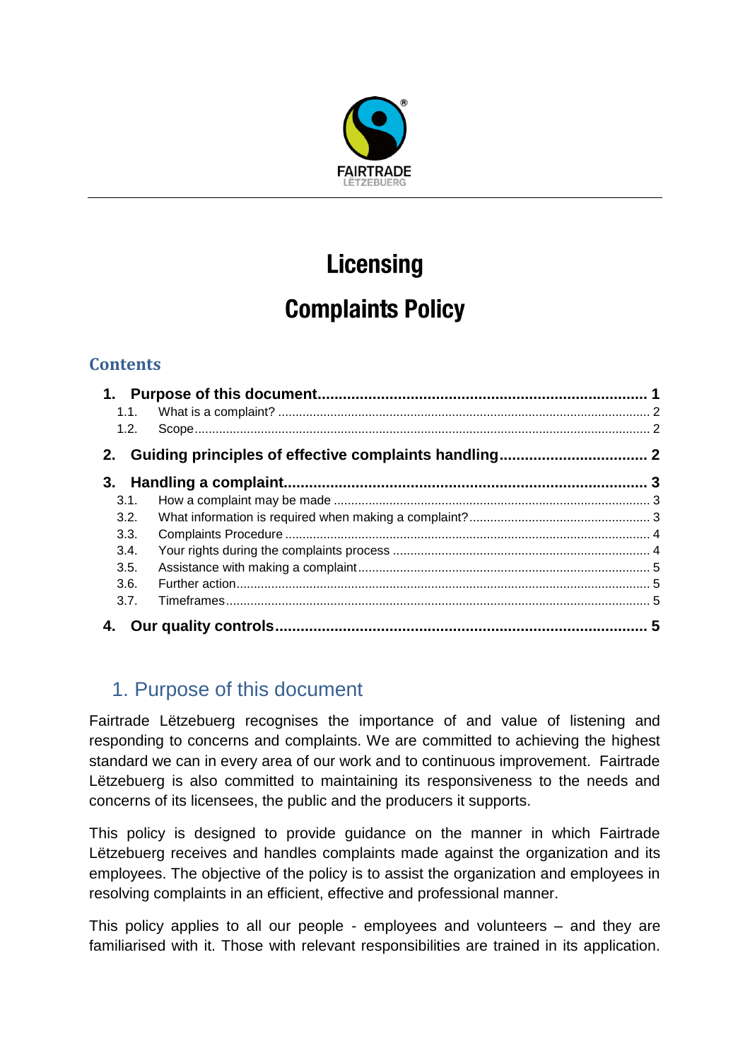FAIRTRADE
LËTZEBUERG

# Licensing

# Complaints Policy

## Contents

1. **Purpose of this document** ........ 1
   - 1.1. What is a complaint? ........ 2
   - 1.2. Scope ........ 2
2. **Guiding principles of effective complaints handling** ........ 2
3. **Handling a complaint** ........ 3
   - 3.1. How a complaint may be made ........ 3
   - 3.2. What information is required when making a complaint? ........ 3
   - 3.3. Complaints Procedure ........ 4
   - 3.4. Your rights during the complaints process ........ 4
   - 3.5. Assistance with making a complaint ........ 5
   - 3.6. Further action ........ 5
   - 3.7. Timeframes ........ 5
4. **Our quality controls** ........ 5

## 1. Purpose of this document

Fairtrade Lëtzebuerg recognises the importance of and value of listening and responding to concerns and complaints. We are committed to achieving the highest standard we can in every area of our work and to continuous improvement. Fairtrade Lëtzebuerg is also committed to maintaining its responsiveness to the needs and concerns of its licensees, the public and the producers it supports.

This policy is designed to provide guidance on the manner in which Fairtrade Lëtzebuerg receives and handles complaints made against the organization and its employees. The objective of the policy is to assist the organization and employees in resolving complaints in an efficient, effective and professional manner.

This policy applies to all our people - employees and volunteers – and they are familiarised with it. Those with relevant responsibilities are trained in its application.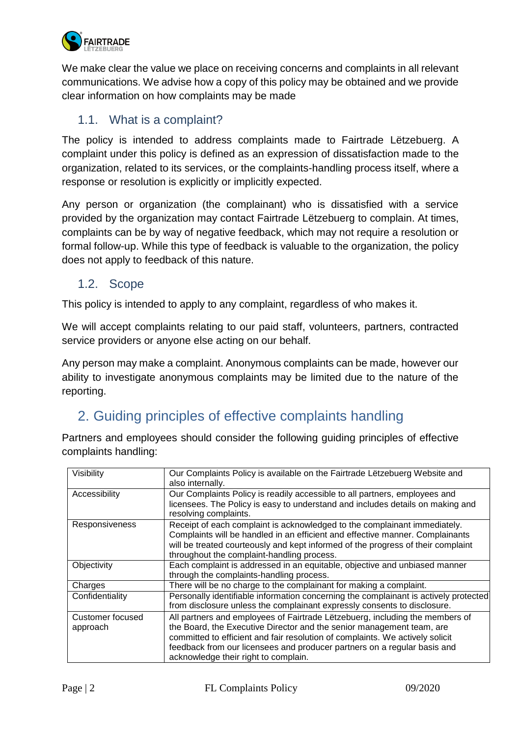We make clear the value we place on receiving concerns and complaints in all relevant communications. We advise how a copy of this policy may be obtained and we provide clear information on how complaints may be made

## 1.1. What is a complaint?

The policy is intended to address complaints made to Fairtrade Lëtzebuerg. A complaint under this policy is defined as an expression of dissatisfaction made to the organization, related to its services, or the complaints-handling process itself, where a response or resolution is explicitly or implicitly expected.

Any person or organization (the complainant) who is dissatisfied with a service provided by the organization may contact Fairtrade Lëtzebuerg to complain. At times, complaints can be by way of negative feedback, which may not require a resolution or formal follow-up. While this type of feedback is valuable to the organization, the policy does not apply to feedback of this nature.

## 1.2. Scope

This policy is intended to apply to any complaint, regardless of who makes it.

We will accept complaints relating to our paid staff, volunteers, partners, contracted service providers or anyone else acting on our behalf.

Any person may make a complaint. Anonymous complaints can be made, however our ability to investigate anonymous complaints may be limited due to the nature of the reporting.

# 2. Guiding principles of effective complaints handling

Partners and employees should consider the following guiding principles of effective complaints handling:

| | |
|---|---|
| Visibility | Our Complaints Policy is available on the Fairtrade Lëtzebuerg Website and also internally. |
| Accessibility | Our Complaints Policy is readily accessible to all partners, employees and licensees. The Policy is easy to understand and includes details on making and resolving complaints. |
| Responsiveness | Receipt of each complaint is acknowledged to the complainant immediately. Complaints will be handled in an efficient and effective manner. Complainants will be treated courteously and kept informed of the progress of their complaint throughout the complaint-handling process. |
| Objectivity | Each complaint is addressed in an equitable, objective and unbiased manner through the complaints-handling process. |
| Charges | There will be no charge to the complainant for making a complaint. |
| Confidentiality | Personally identifiable information concerning the complainant is actively protected from disclosure unless the complainant expressly consents to disclosure. |
| Customer focused approach | All partners and employees of Fairtrade Lëtzebuerg, including the members of the Board, the Executive Director and the senior management team, are committed to efficient and fair resolution of complaints. We actively solicit feedback from our licensees and producer partners on a regular basis and acknowledge their right to complain. |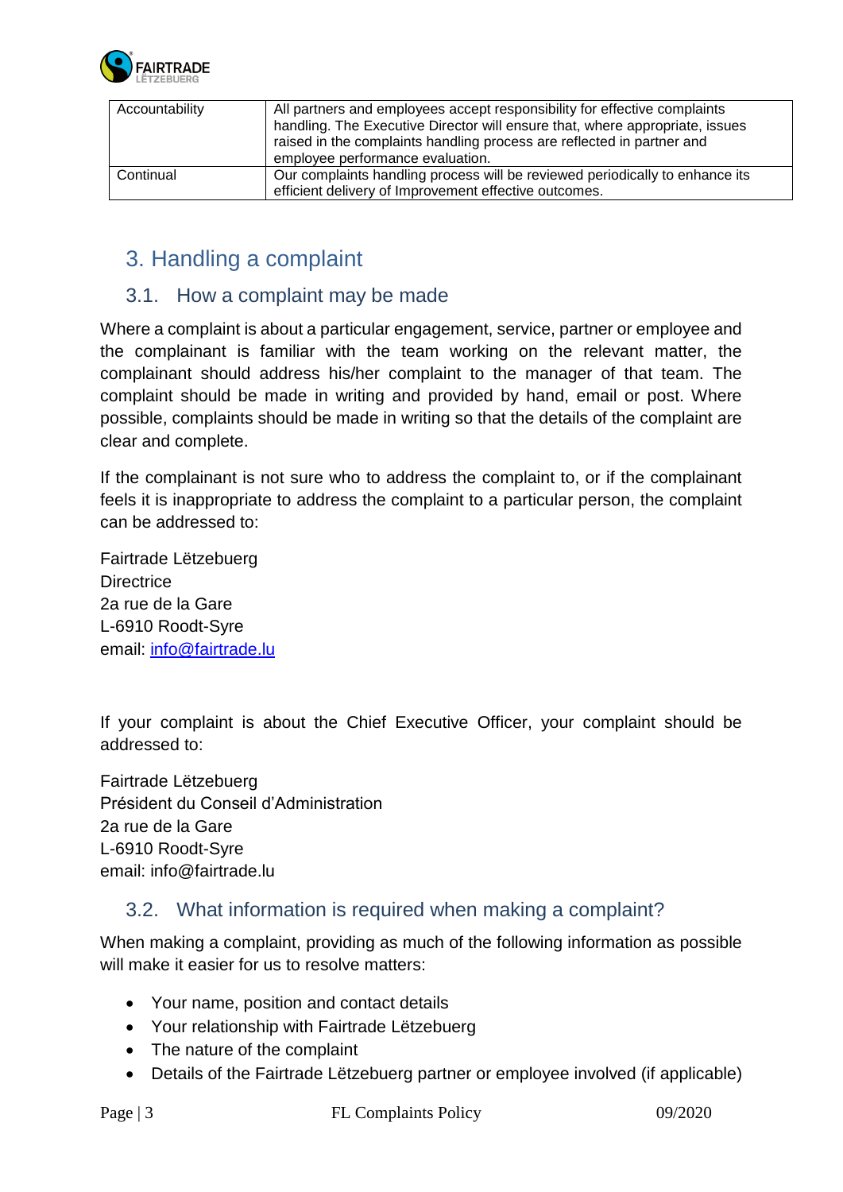| Accountability | All partners and employees accept responsibility for effective complaints handling. The Executive Director will ensure that, where appropriate, issues raised in the complaints handling process are reflected in partner and employee performance evaluation. |
|---|---|
| Continual | Our complaints handling process will be reviewed periodically to enhance its efficient delivery of Improvement effective outcomes. |

## 3. Handling a complaint

### 3.1. How a complaint may be made

Where a complaint is about a particular engagement, service, partner or employee and the complainant is familiar with the team working on the relevant matter, the complainant should address his/her complaint to the manager of that team. The complaint should be made in writing and provided by hand, email or post. Where possible, complaints should be made in writing so that the details of the complaint are clear and complete.

If the complainant is not sure who to address the complaint to, or if the complainant feels it is inappropriate to address the complaint to a particular person, the complaint can be addressed to:

Fairtrade Lëtzebuerg
Directrice
2a rue de la Gare
L-6910 Roodt-Syre
email: info@fairtrade.lu

If your complaint is about the Chief Executive Officer, your complaint should be addressed to:

Fairtrade Lëtzebuerg
Président du Conseil d'Administration
2a rue de la Gare
L-6910 Roodt-Syre
email: info@fairtrade.lu

### 3.2. What information is required when making a complaint?

When making a complaint, providing as much of the following information as possible will make it easier for us to resolve matters:

- Your name, position and contact details
- Your relationship with Fairtrade Lëtzebuerg
- The nature of the complaint
- Details of the Fairtrade Lëtzebuerg partner or employee involved (if applicable)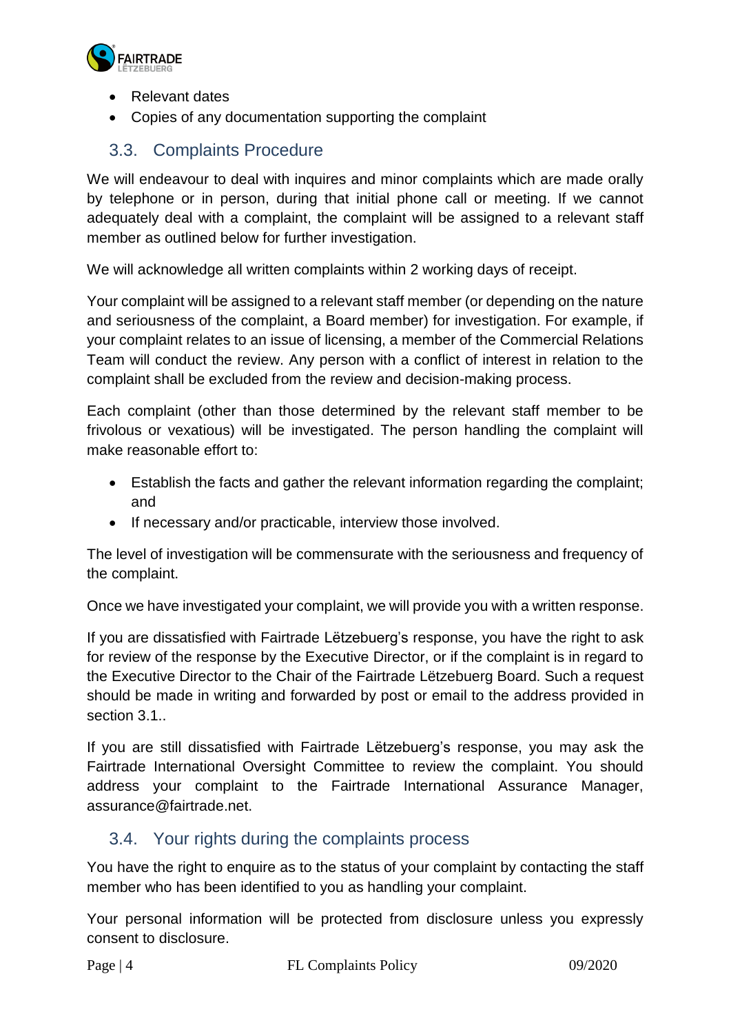- Relevant dates
- Copies of any documentation supporting the complaint

## 3.3. Complaints Procedure

We will endeavour to deal with inquires and minor complaints which are made orally by telephone or in person, during that initial phone call or meeting. If we cannot adequately deal with a complaint, the complaint will be assigned to a relevant staff member as outlined below for further investigation.

We will acknowledge all written complaints within 2 working days of receipt.

Your complaint will be assigned to a relevant staff member (or depending on the nature and seriousness of the complaint, a Board member) for investigation. For example, if your complaint relates to an issue of licensing, a member of the Commercial Relations Team will conduct the review. Any person with a conflict of interest in relation to the complaint shall be excluded from the review and decision-making process.

Each complaint (other than those determined by the relevant staff member to be frivolous or vexatious) will be investigated. The person handling the complaint will make reasonable effort to:

- Establish the facts and gather the relevant information regarding the complaint; and
- If necessary and/or practicable, interview those involved.

The level of investigation will be commensurate with the seriousness and frequency of the complaint.

Once we have investigated your complaint, we will provide you with a written response.

If you are dissatisfied with Fairtrade Lëtzebuerg's response, you have the right to ask for review of the response by the Executive Director, or if the complaint is in regard to the Executive Director to the Chair of the Fairtrade Lëtzebuerg Board. Such a request should be made in writing and forwarded by post or email to the address provided in section 3.1..

If you are still dissatisfied with Fairtrade Lëtzebuerg's response, you may ask the Fairtrade International Oversight Committee to review the complaint. You should address your complaint to the Fairtrade International Assurance Manager, assurance@fairtrade.net.

## 3.4. Your rights during the complaints process

You have the right to enquire as to the status of your complaint by contacting the staff member who has been identified to you as handling your complaint.

Your personal information will be protected from disclosure unless you expressly consent to disclosure.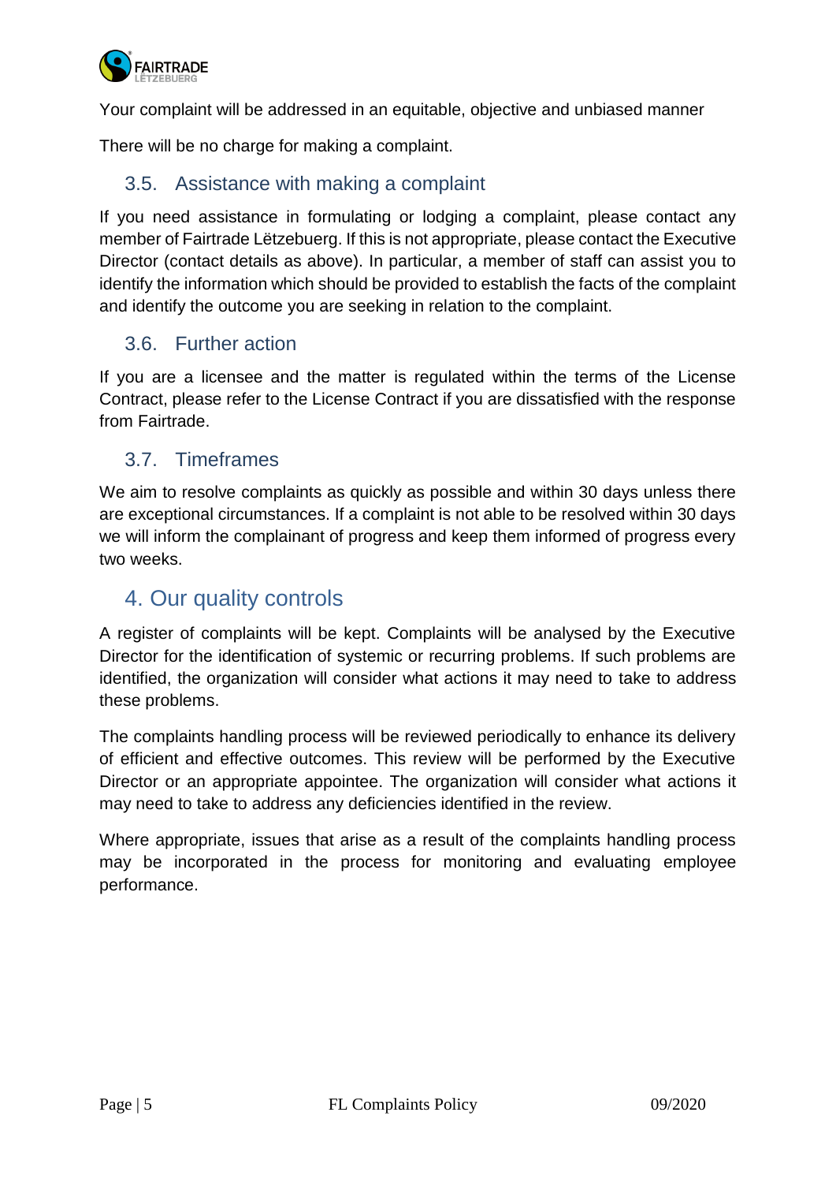Your complaint will be addressed in an equitable, objective and unbiased manner

There will be no charge for making a complaint.

### 3.5. Assistance with making a complaint

If you need assistance in formulating or lodging a complaint, please contact any member of Fairtrade Lëtzebuerg. If this is not appropriate, please contact the Executive Director (contact details as above). In particular, a member of staff can assist you to identify the information which should be provided to establish the facts of the complaint and identify the outcome you are seeking in relation to the complaint.

### 3.6. Further action

If you are a licensee and the matter is regulated within the terms of the License Contract, please refer to the License Contract if you are dissatisfied with the response from Fairtrade.

### 3.7. Timeframes

We aim to resolve complaints as quickly as possible and within 30 days unless there are exceptional circumstances. If a complaint is not able to be resolved within 30 days we will inform the complainant of progress and keep them informed of progress every two weeks.

## 4. Our quality controls

A register of complaints will be kept. Complaints will be analysed by the Executive Director for the identification of systemic or recurring problems. If such problems are identified, the organization will consider what actions it may need to take to address these problems.

The complaints handling process will be reviewed periodically to enhance its delivery of efficient and effective outcomes. This review will be performed by the Executive Director or an appropriate appointee. The organization will consider what actions it may need to take to address any deficiencies identified in the review.

Where appropriate, issues that arise as a result of the complaints handling process may be incorporated in the process for monitoring and evaluating employee performance.